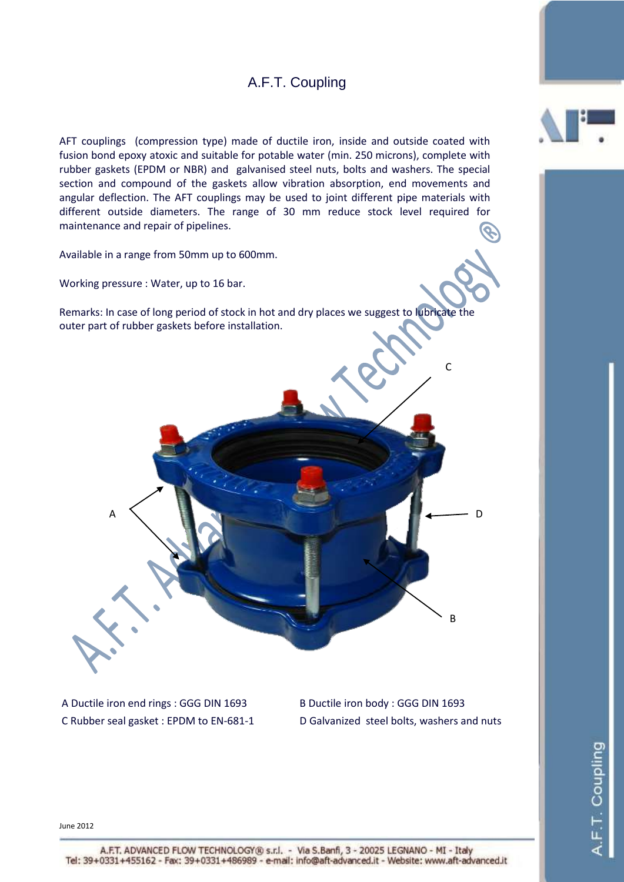# A.F.T. Coupling

AFT couplings (compression type) made of ductile iron, inside and outside coated with fusion bond epoxy atoxic and suitable for potable water (min. 250 microns), complete with rubber gaskets (EPDM or NBR) and galvanised steel nuts, bolts and washers. The special section and compound of the gaskets allow vibration absorption, end movements and angular deflection. The AFT couplings may be used to joint different pipe materials with different outside diameters. The range of 30 mm reduce stock level required for maintenance and repair of pipelines.

Available in a range from 50mm up to 600mm.

Working pressure : Water, up to 16 bar.

Remarks: In case of long period of stock in hot and dry places we suggest to lubricate the outer part of rubber gaskets before installation.

A Ductile iron end rings : GGG DIN 1693

B Ductile iron body : GGG DIN 1693

C Rubber seal gasket : EPDM to EN-681-1

D Galvanized steel bolts, washers and nuts

June 2012

A.F.T. ADVANCED FLOW TECHNOLOGY® s.r.l. - Via S.Banfi, 3 - 20025 LEGNANO - MI - Italy
Tel: 39+0331+455162 - Fax: 39+0331+486989 - e-mail: info@aft-advanced.it - Website: www.aft-advanced.it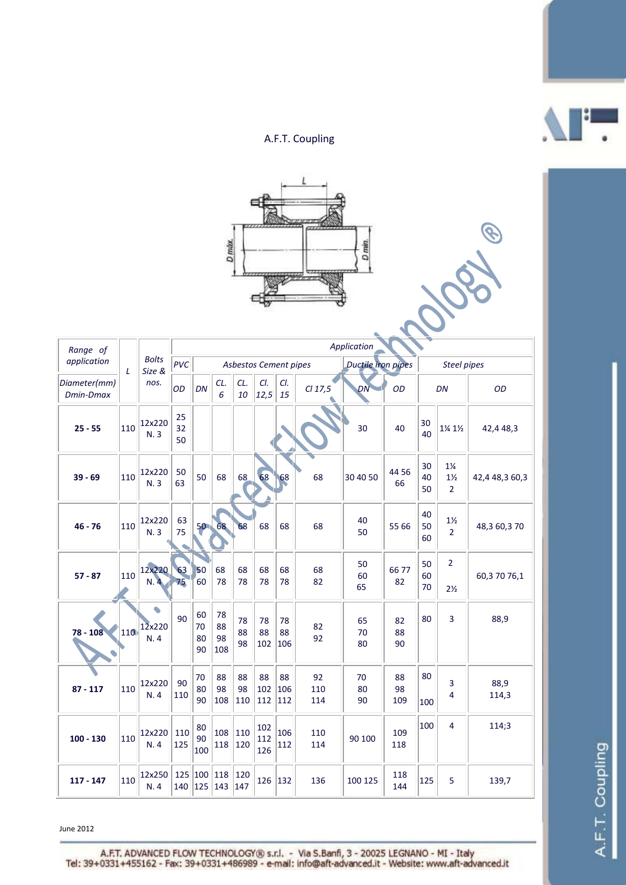# A.F.T. Coupling

| Range of application | L | Bolts Size & nos. | Application | | | | | | | | | | | |
|---|---|---|---|---|---|---|---|---|---|---|---|---|---|---|
| | | | PVC | Asbestos Cement pipes | | | | | | Ductile iron pipes | | Steel pipes | | |
| Diameter(mm) Dmin-Dmax | | | OD | DN | CL. 6 | CL. 10 | Cl. 12,5 | Cl. 15 | Cl 17,5 | DN | OD | DN | | OD |
| **25 - 55** | 110 | 12x220 N. 3 | 25 32 50 | | | | | | | 30 | 40 | 30 40 | 1¼ 1½ | 42,4 48,3 |
| **39 - 69** | 110 | 12x220 N. 3 | 50 63 | 50 | 68 | 68 | 68 | 68 | 68 | 30 40 50 | 44 56 66 | 30 40 50 | 1¼ 1½ 2 | 42,4 48,3 60,3 |
| **46 - 76** | 110 | 12x220 N. 3 | 63 75 | 50 | 68 | 68 | 68 | 68 | 68 | 40 50 | 55 66 | 40 50 60 | 1½ 2 | 48,3 60,3 70 |
| **57 - 87** | 110 | 12x220 N. 4 | 63 75 | 50 60 | 68 78 | 68 78 | 68 78 | 68 78 | 68 82 | 50 60 65 | 66 77 82 | 50 60 70 | 2 2½ | 60,3 70 76,1 |
| **78 - 108** | 110 | 12x220 N. 4 | 90 | 60 70 80 90 | 78 88 98 108 | 78 88 98 | 78 88 102 | 78 88 106 | 82 92 | 65 70 80 | 82 88 90 | 80 | 3 | 88,9 |
| **87 - 117** | 110 | 12x220 N. 4 | 90 110 | 70 80 90 | 88 98 108 | 88 98 110 | 88 102 112 | 88 106 112 | 92 110 114 | 70 80 90 | 88 98 109 | 80 100 | 3 4 | 88,9 114,3 |
| **100 - 130** | 110 | 12x220 N. 4 | 110 125 | 80 90 100 | 108 118 | 110 120 | 102 112 126 | 106 112 | 110 114 | 90 100 | 109 118 | 100 | 4 | 114;3 |
| **117 - 147** | 110 | 12x250 N. 4 | 125 140 | 100 125 | 118 143 | 120 147 | 126 | 132 | 136 | 100 125 | 118 144 | 125 | 5 | 139,7 |

June 2012

A.F.T. ADVANCED FLOW TECHNOLOGY® s.r.l. - Via S.Banfi, 3 - 20025 LEGNANO - MI - Italy
Tel: 39+0331+455162 - Fax: 39+0331+486989 - e-mail: info@aft-advanced.it - Website: www.aft-advanced.it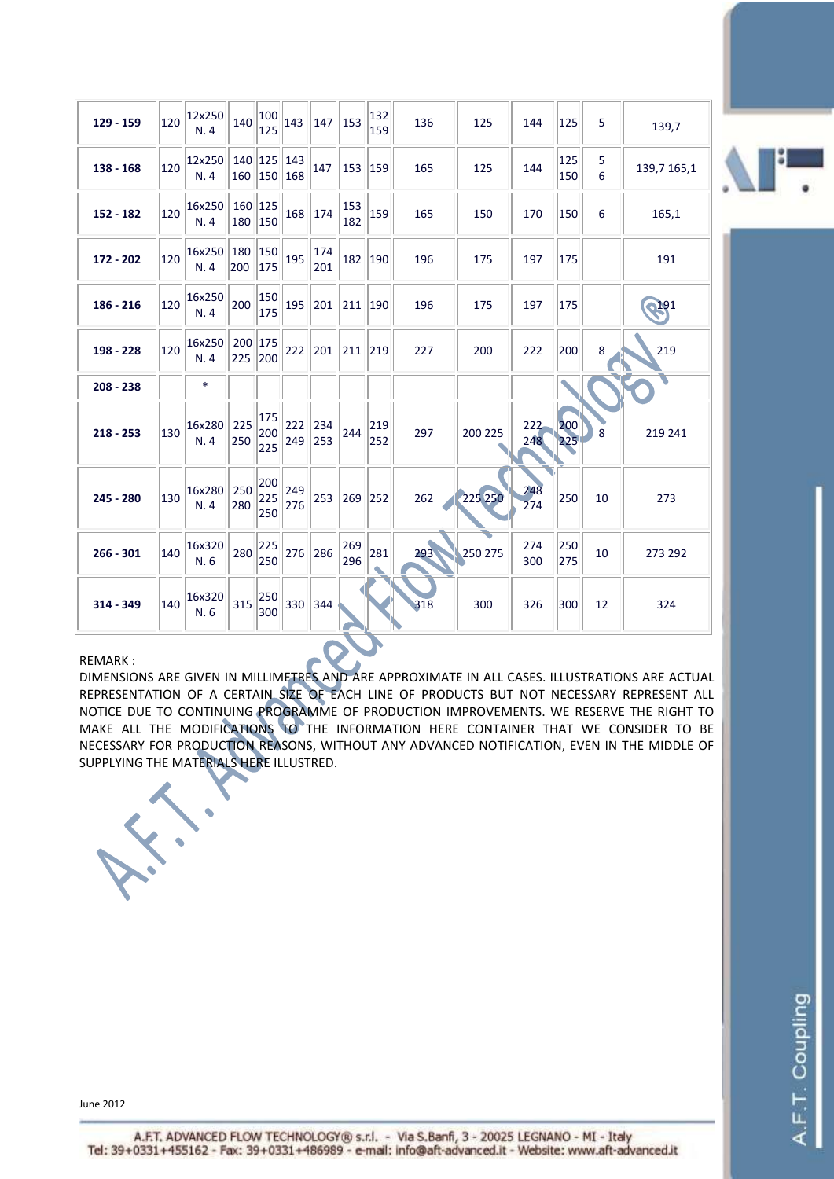| | | | | | | | | | | | | | | |
|---|---|---|---|---|---|---|---|---|---|---|---|---|---|---|
| **129 - 159** | 120 | 12x250 N. 4 | 140 | 100 125 | 143 | 147 | 153 | 132 159 | 136 | 125 | 144 | 125 | 5 | 139,7 |
| **138 - 168** | 120 | 12x250 N. 4 | 140 160 | 125 150 | 143 168 | 147 | 153 | 159 | 165 | 125 | 144 | 125 150 | 5 6 | 139,7 165,1 |
| **152 - 182** | 120 | 16x250 N. 4 | 160 180 | 125 150 | 168 | 174 | 153 182 | 159 | 165 | 150 | 170 | 150 | 6 | 165,1 |
| **172 - 202** | 120 | 16x250 N. 4 | 180 200 | 150 175 | 195 | 174 201 | 182 | 190 | 196 | 175 | 197 | 175 | | 191 |
| **186 - 216** | 120 | 16x250 N. 4 | 200 | 150 175 | 195 | 201 | 211 | 190 | 196 | 175 | 197 | 175 | | 191 |
| **198 - 228** | 120 | 16x250 N. 4 | 200 225 | 175 200 | 222 | 201 | 211 | 219 | 227 | 200 | 222 | 200 | 8 | 219 |
| **208 - 238** | | * | | | | | | | | | | | | |
| **218 - 253** | 130 | 16x280 N. 4 | 225 250 | 175 200 225 | 222 249 | 234 253 | 244 | 219 252 | 297 | 200 225 | 222 248 | 200 225 | 8 | 219 241 |
| **245 - 280** | 130 | 16x280 N. 4 | 250 280 | 200 225 250 | 249 276 | 253 | 269 | 252 | 262 | 225 250 | 248 274 | 250 | 10 | 273 |
| **266 - 301** | 140 | 16x320 N. 6 | 280 | 225 250 | 276 | 286 | 269 296 | 281 | 293 | 250 275 | 274 300 | 250 275 | 10 | 273 292 |
| **314 - 349** | 140 | 16x320 N. 6 | 315 | 250 300 | 330 | 344 | | | 318 | 300 | 326 | 300 | 12 | 324 |

REMARK :

DIMENSIONS ARE GIVEN IN MILLIMETRES AND ARE APPROXIMATE IN ALL CASES. ILLUSTRATIONS ARE ACTUAL REPRESENTATION OF A CERTAIN SIZE OF EACH LINE OF PRODUCTS BUT NOT NECESSARY REPRESENT ALL NOTICE DUE TO CONTINUING PROGRAMME OF PRODUCTION IMPROVEMENTS. WE RESERVE THE RIGHT TO MAKE ALL THE MODIFICATIONS TO THE INFORMATION HERE CONTAINER THAT WE CONSIDER TO BE NECESSARY FOR PRODUCTION REASONS, WITHOUT ANY ADVANCED NOTIFICATION, EVEN IN THE MIDDLE OF SUPPLYING THE MATERIALS HERE ILLUSTRED.

June 2012

A.F.T. ADVANCED FLOW TECHNOLOGY® s.r.l. - Via S.Banfi, 3 - 20025 LEGNANO - MI - Italy
Tel: 39+0331+455162 - Fax: 39+0331+486989 - e-mail: info@aft-advanced.it - Website: www.aft-advanced.it